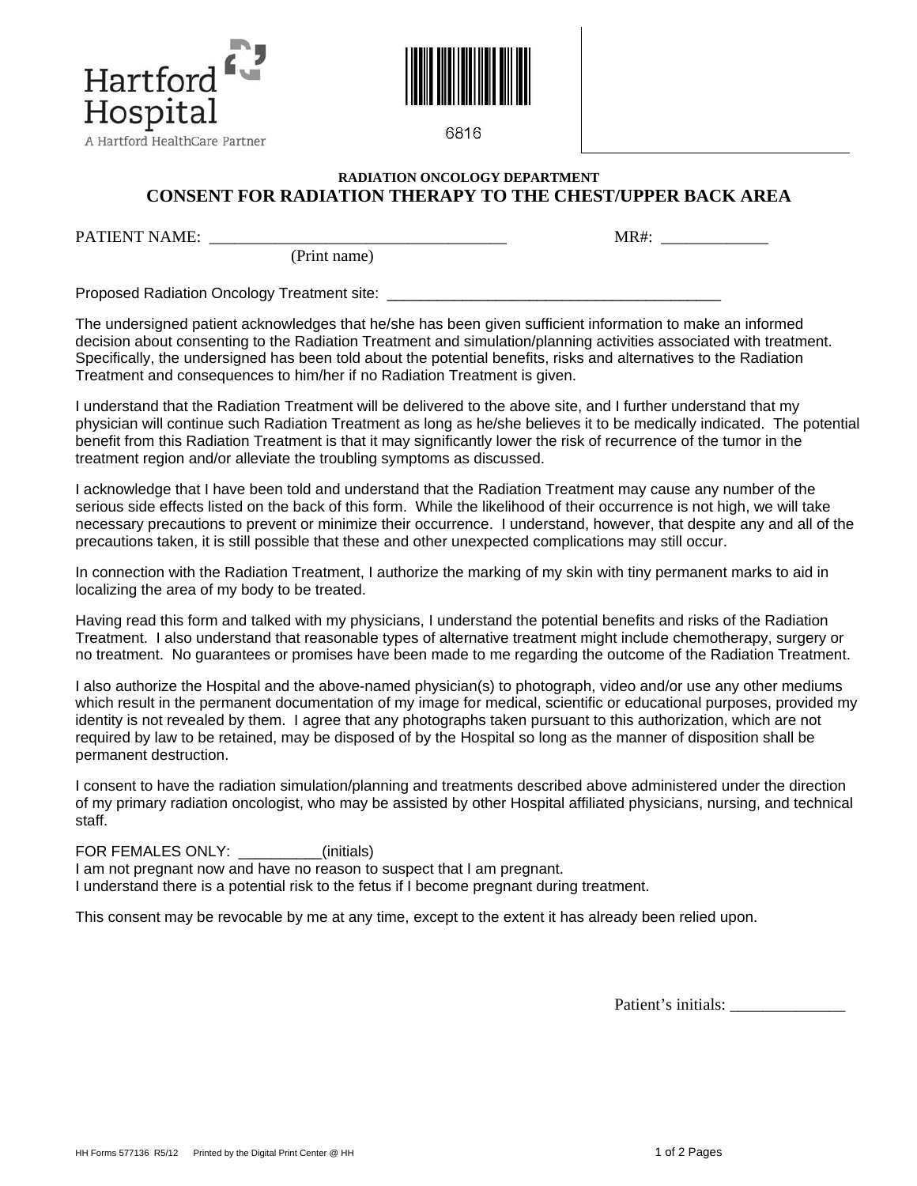Hartford Hospital
A Hartford HealthCare Partner

6816

**RADIATION ONCOLOGY DEPARTMENT**

# CONSENT FOR RADIATION THERAPY TO THE CHEST/UPPER BACK AREA

PATIENT NAME: ___________________________________ MR#: _____________
(Print name)

Proposed Radiation Oncology Treatment site: ________________________________________

The undersigned patient acknowledges that he/she has been given sufficient information to make an informed decision about consenting to the Radiation Treatment and simulation/planning activities associated with treatment. Specifically, the undersigned has been told about the potential benefits, risks and alternatives to the Radiation Treatment and consequences to him/her if no Radiation Treatment is given.

I understand that the Radiation Treatment will be delivered to the above site, and I further understand that my physician will continue such Radiation Treatment as long as he/she believes it to be medically indicated. The potential benefit from this Radiation Treatment is that it may significantly lower the risk of recurrence of the tumor in the treatment region and/or alleviate the troubling symptoms as discussed.

I acknowledge that I have been told and understand that the Radiation Treatment may cause any number of the serious side effects listed on the back of this form. While the likelihood of their occurrence is not high, we will take necessary precautions to prevent or minimize their occurrence. I understand, however, that despite any and all of the precautions taken, it is still possible that these and other unexpected complications may still occur.

In connection with the Radiation Treatment, I authorize the marking of my skin with tiny permanent marks to aid in localizing the area of my body to be treated.

Having read this form and talked with my physicians, I understand the potential benefits and risks of the Radiation Treatment. I also understand that reasonable types of alternative treatment might include chemotherapy, surgery or no treatment. No guarantees or promises have been made to me regarding the outcome of the Radiation Treatment.

I also authorize the Hospital and the above-named physician(s) to photograph, video and/or use any other mediums which result in the permanent documentation of my image for medical, scientific or educational purposes, provided my identity is not revealed by them. I agree that any photographs taken pursuant to this authorization, which are not required by law to be retained, may be disposed of by the Hospital so long as the manner of disposition shall be permanent destruction.

I consent to have the radiation simulation/planning and treatments described above administered under the direction of my primary radiation oncologist, who may be assisted by other Hospital affiliated physicians, nursing, and technical staff.

FOR FEMALES ONLY: __________(initials)
I am not pregnant now and have no reason to suspect that I am pregnant.
I understand there is a potential risk to the fetus if I become pregnant during treatment.

This consent may be revocable by me at any time, except to the extent it has already been relied upon.

Patient's initials: ______________

HH Forms 577136 R5/12 Printed by the Digital Print Center @ HH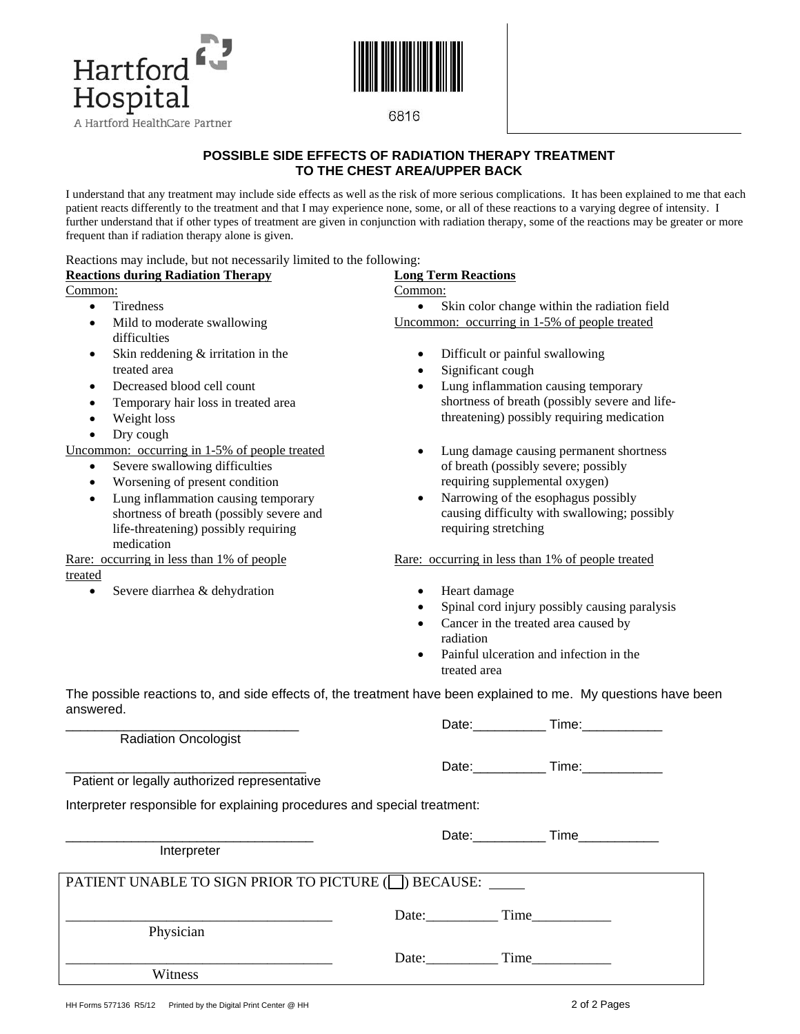Hartford Hospital

A Hartford HealthCare Partner

6816

## POSSIBLE SIDE EFFECTS OF RADIATION THERAPY TREATMENT TO THE CHEST AREA/UPPER BACK

I understand that any treatment may include side effects as well as the risk of more serious complications. It has been explained to me that each patient reacts differently to the treatment and that I may experience none, some, or all of these reactions to a varying degree of intensity. I further understand that if other types of treatment are given in conjunction with radiation therapy, some of the reactions may be greater or more frequent than if radiation therapy alone is given.

Reactions may include, but not necessarily limited to the following:

**Reactions during Radiation Therapy**

Common:

- Tiredness
- Mild to moderate swallowing difficulties
- Skin reddening & irritation in the treated area
- Decreased blood cell count
- Temporary hair loss in treated area
- Weight loss
- Dry cough

Uncommon: occurring in 1-5% of people treated

- Severe swallowing difficulties
- Worsening of present condition
- Lung inflammation causing temporary shortness of breath (possibly severe and life-threatening) possibly requiring medication

Rare: occurring in less than 1% of people treated

- Severe diarrhea & dehydration

**Long Term Reactions**

Common:

- Skin color change within the radiation field

Uncommon: occurring in 1-5% of people treated

- Difficult or painful swallowing
- Significant cough
- Lung inflammation causing temporary shortness of breath (possibly severe and life-threatening) possibly requiring medication
- Lung damage causing permanent shortness of breath (possibly severe; possibly requiring supplemental oxygen)
- Narrowing of the esophagus possibly causing difficulty with swallowing; possibly requiring stretching

Rare: occurring in less than 1% of people treated

- Heart damage
- Spinal cord injury possibly causing paralysis
- Cancer in the treated area caused by radiation
- Painful ulceration and infection in the treated area

The possible reactions to, and side effects of, the treatment have been explained to me. My questions have been answered.

_________________________________ Date:__________ Time:___________
Radiation Oncologist

_________________________________ Date:__________ Time:___________
Patient or legally authorized representative

Interpreter responsible for explaining procedures and special treatment:

_________________________________ Date:__________ Time___________
Interpreter

PATIENT UNABLE TO SIGN PRIOR TO PICTURE (☐) BECAUSE: _____

_________________________________ Date:__________ Time___________
Physician

_________________________________ Date:__________ Time___________
Witness

HH Forms 577136 R5/12 Printed by the Digital Print Center @ HH